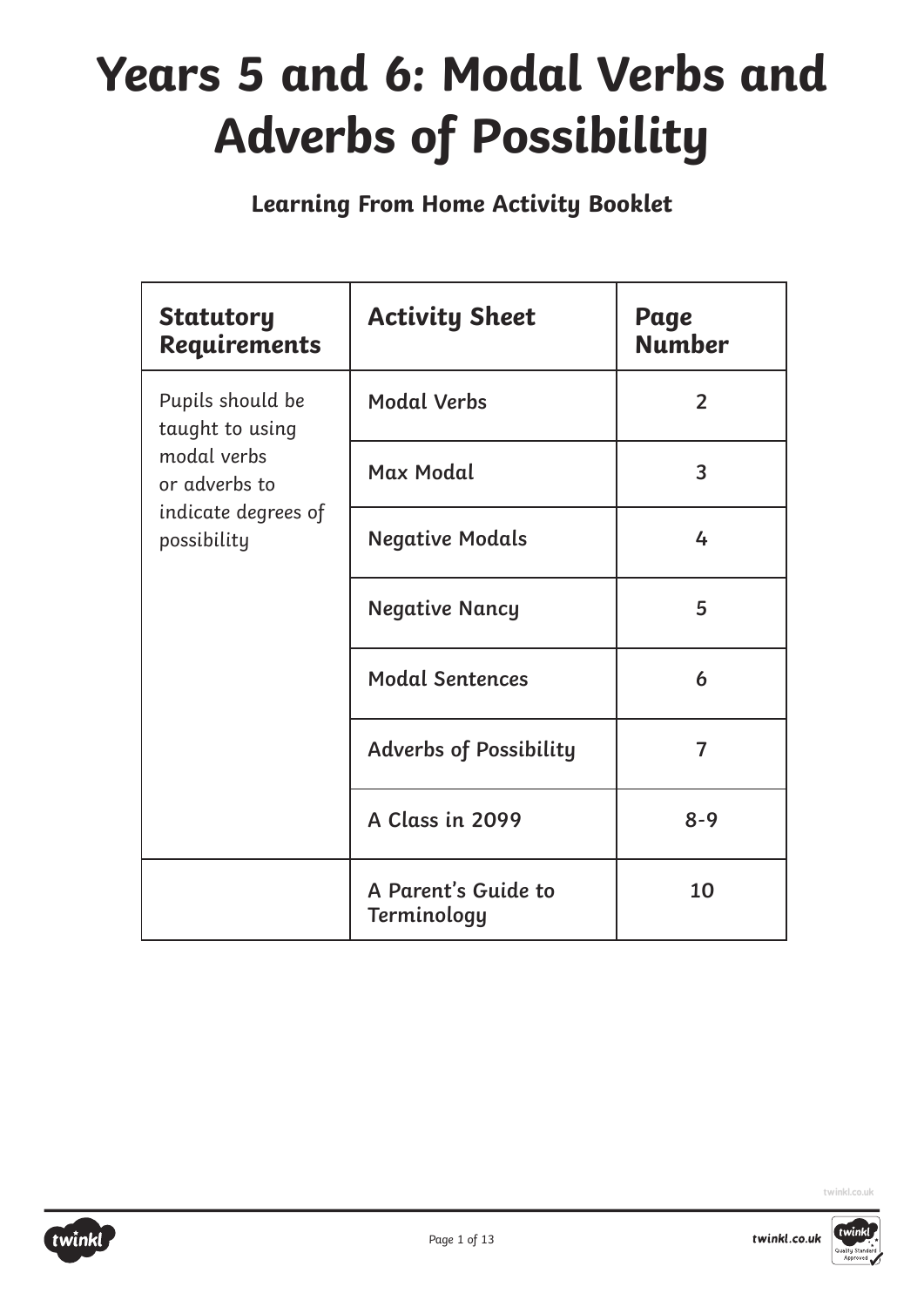# Years 5 and 6: Modal Verbs and Adverbs of Possibility

**Learning From Home Activity Booklet**

| Statutory Requirements | Activity Sheet | Page Number |
| --- | --- | --- |
| Pupils should be taught to using modal verbs or adverbs to indicate degrees of possibility | **Modal Verbs** | 2 |
| | **Max Modal** | 3 |
| | **Negative Modals** | 4 |
| | **Negative Nancy** | 5 |
| | **Modal Sentences** | 6 |
| | **Adverbs of Possibility** | 7 |
| | **A Class in 2099** | 8-9 |
| | **A Parent's Guide to Terminology** | 10 |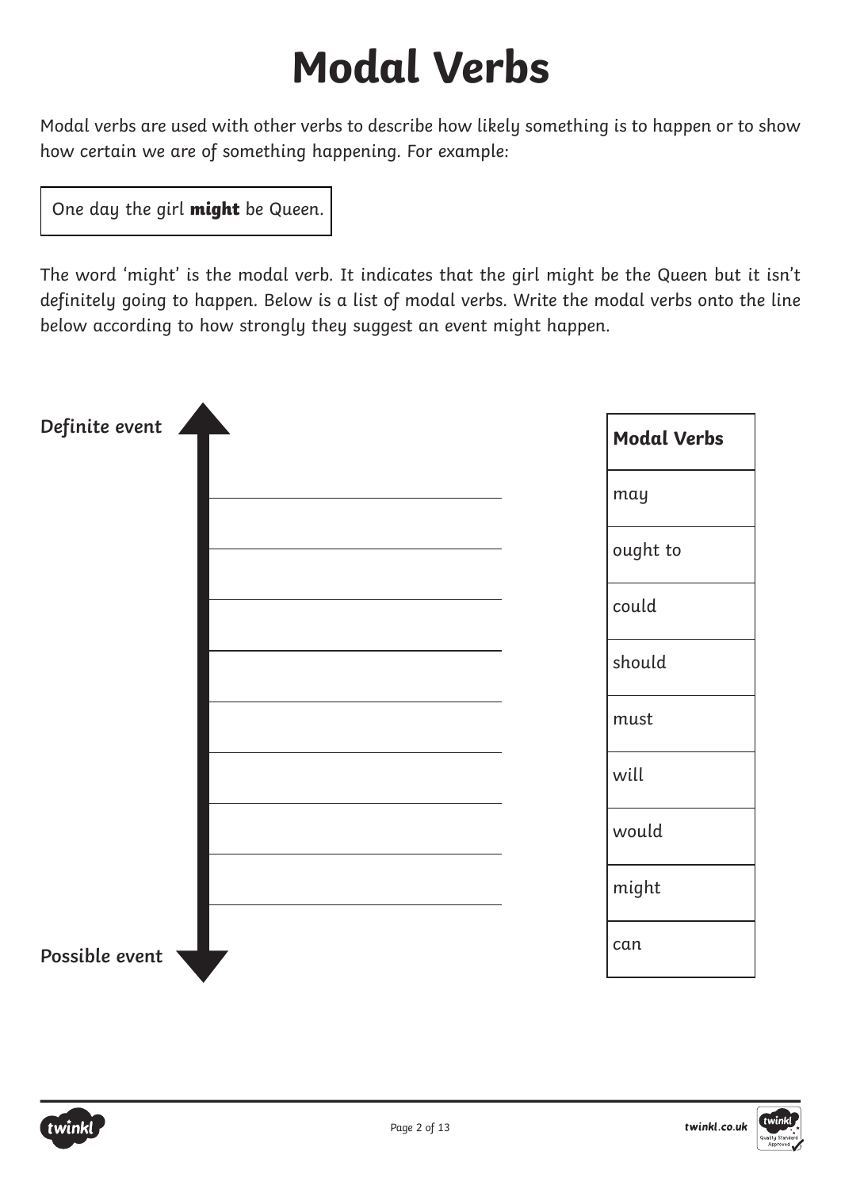# Modal Verbs

Modal verbs are used with other verbs to describe how likely something is to happen or to show how certain we are of something happening. For example:

One day the girl **might** be Queen.

The word 'might' is the modal verb. It indicates that the girl might be the Queen but it isn't definitely going to happen. Below is a list of modal verbs. Write the modal verbs onto the line below according to how strongly they suggest an event might happen.

**Definite event**

_______________

_______________

_______________

_______________

_______________

_______________

_______________

_______________

_______________

**Possible event**

| **Modal Verbs** |
| --- |
| may |
| ought to |
| could |
| should |
| must |
| will |
| would |
| might |
| can |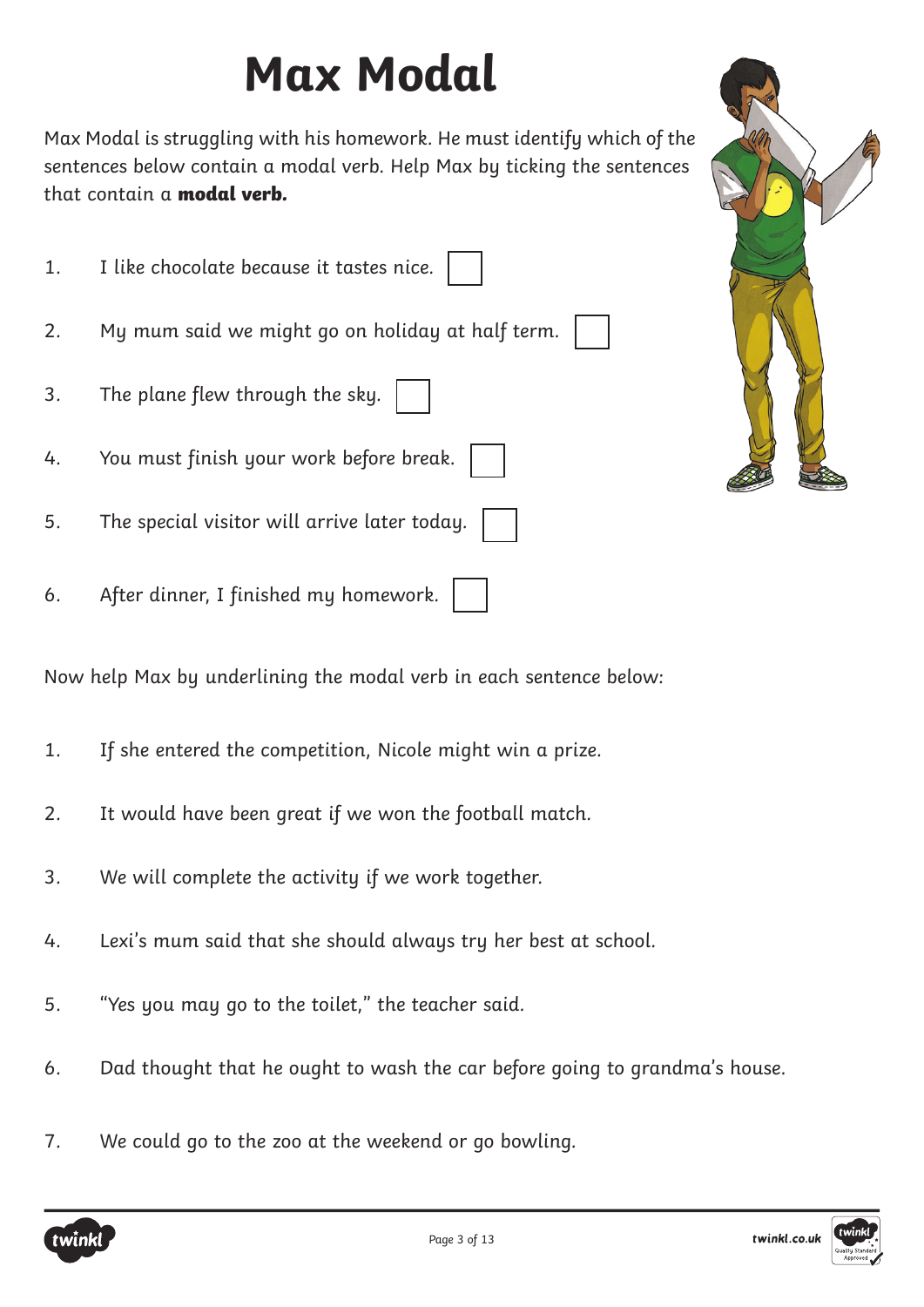# Max Modal

Max Modal is struggling with his homework. He must identify which of the sentences below contain a modal verb. Help Max by ticking the sentences that contain a **modal verb.**

1. I like chocolate because it tastes nice. ☐
2. My mum said we might go on holiday at half term. ☐
3. The plane flew through the sky. ☐
4. You must finish your work before break. ☐
5. The special visitor will arrive later today. ☐
6. After dinner, I finished my homework. ☐

Now help Max by underlining the modal verb in each sentence below:

1. If she entered the competition, Nicole might win a prize.
2. It would have been great if we won the football match.
3. We will complete the activity if we work together.
4. Lexi's mum said that she should always try her best at school.
5. "Yes you may go to the toilet," the teacher said.
6. Dad thought that he ought to wash the car before going to grandma's house.
7. We could go to the zoo at the weekend or go bowling.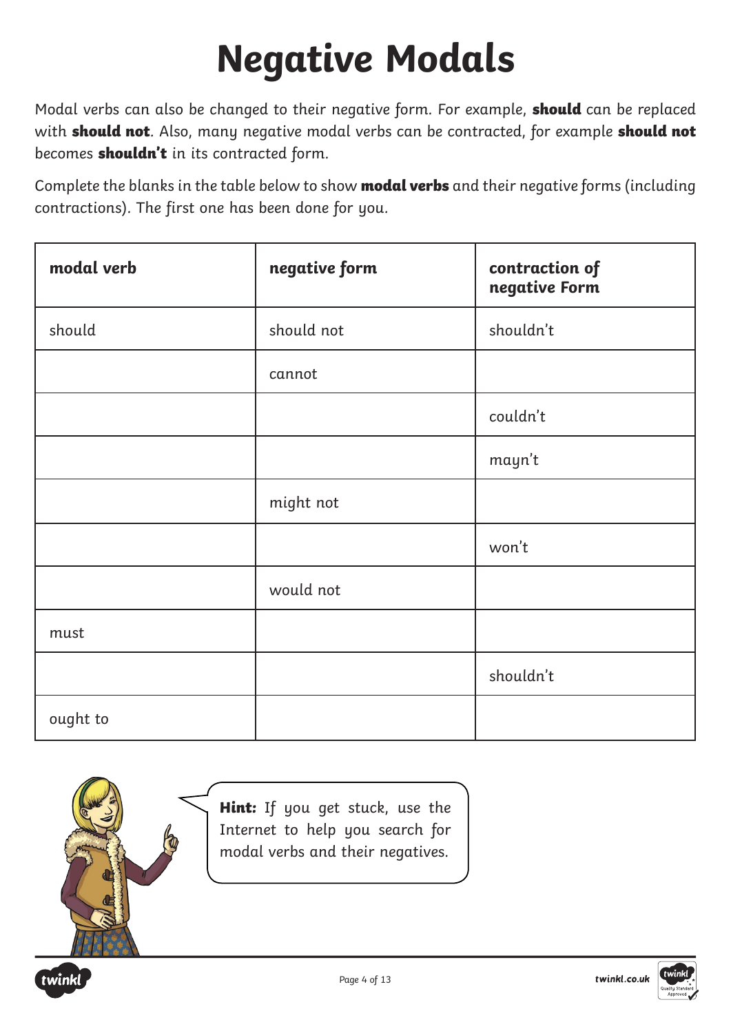# Negative Modals

Modal verbs can also be changed to their negative form. For example, **should** can be replaced with **should not**. Also, many negative modal verbs can be contracted, for example **should not** becomes **shouldn't** in its contracted form.

Complete the blanks in the table below to show **modal verbs** and their negative forms (including contractions). The first one has been done for you.

| modal verb | negative form | contraction of negative Form |
|---|---|---|
| should | should not | shouldn't |
| | cannot | |
| | | couldn't |
| | | mayn't |
| | might not | |
| | | won't |
| | would not | |
| must | | |
| | | shouldn't |
| ought to | | |

**Hint:** If you get stuck, use the Internet to help you search for modal verbs and their negatives.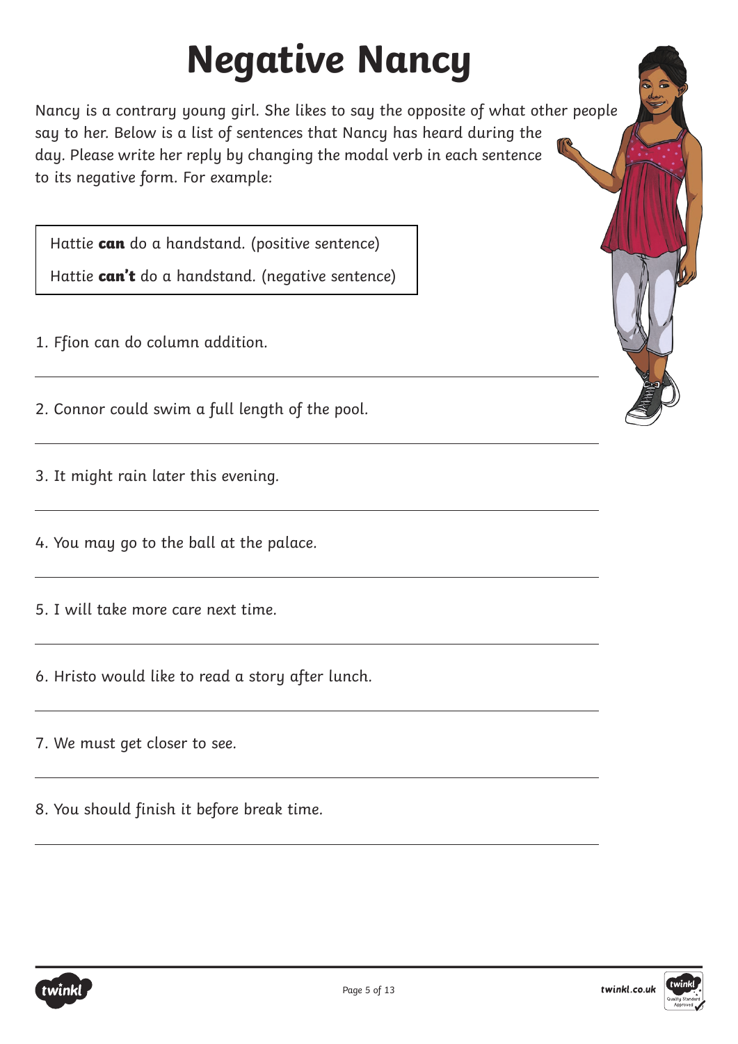# Negative Nancy

Nancy is a contrary young girl. She likes to say the opposite of what other people say to her. Below is a list of sentences that Nancy has heard during the day. Please write her reply by changing the modal verb in each sentence to its negative form. For example:

> Hattie **can** do a handstand. (positive sentence)
>
> Hattie **can't** do a handstand. (negative sentence)

1. Ffion can do column addition.

   ______________________________

2. Connor could swim a full length of the pool.

   ______________________________

3. It might rain later this evening.

   ______________________________

4. You may go to the ball at the palace.

   ______________________________

5. I will take more care next time.

   ______________________________

6. Hristo would like to read a story after lunch.

   ______________________________

7. We must get closer to see.

   ______________________________

8. You should finish it before break time.

   ______________________________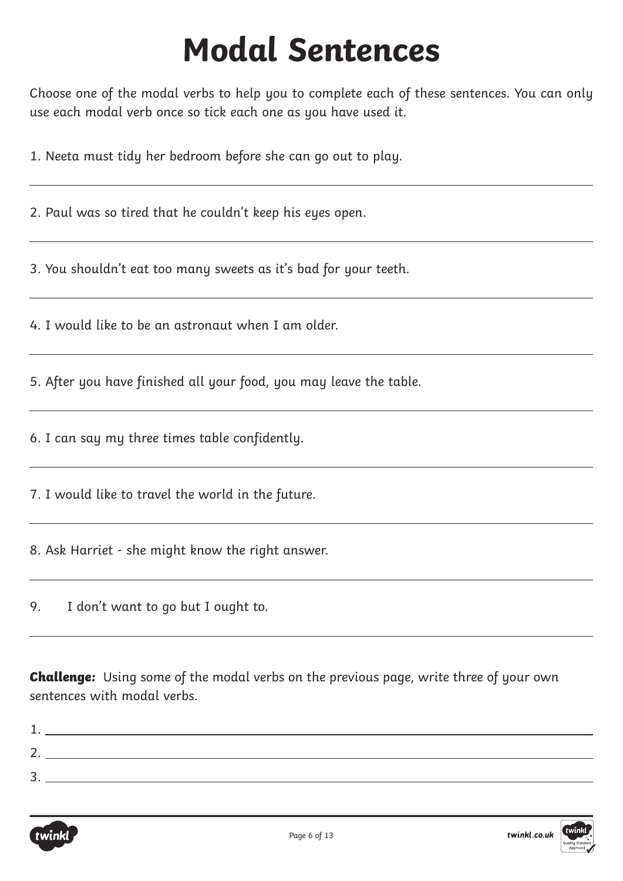# Modal Sentences

Choose one of the modal verbs to help you to complete each of these sentences. You can only use each modal verb once so tick each one as you have used it.

1. Neeta must tidy her bedroom before she can go out to play.

2. Paul was so tired that he couldn't keep his eyes open.

3. You shouldn't eat too many sweets as it's bad for your teeth.

4. I would like to be an astronaut when I am older.

5. After you have finished all your food, you may leave the table.

6. I can say my three times table confidently.

7. I would like to travel the world in the future.

8. Ask Harriet - she might know the right answer.

9. I don't want to go but I ought to.

**Challenge:** Using some of the modal verbs on the previous page, write three of your own sentences with modal verbs.

1. ______________________________

2. ______________________________

3. ______________________________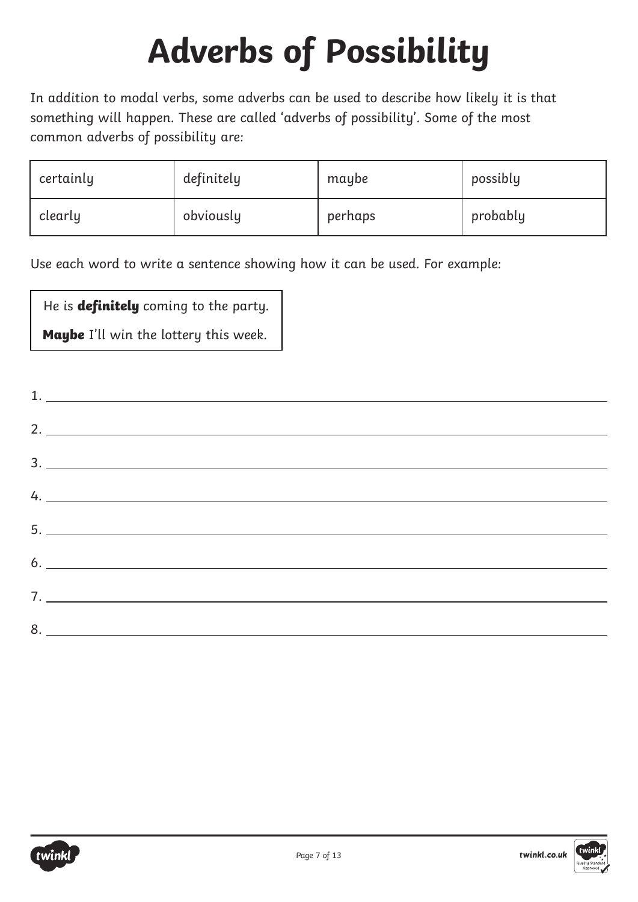# Adverbs of Possibility

In addition to modal verbs, some adverbs can be used to describe how likely it is that something will happen. These are called 'adverbs of possibility'. Some of the most common adverbs of possibility are:

| certainly | definitely | maybe | possibly |
|---|---|---|---|
| clearly | obviously | perhaps | probably |

Use each word to write a sentence showing how it can be used. For example:

> He is **definitely** coming to the party.
>
> **Maybe** I'll win the lottery this week.

1. ________________________________________________

2. ________________________________________________

3. ________________________________________________

4. ________________________________________________

5. ________________________________________________

6. ________________________________________________

7. ________________________________________________

8. ________________________________________________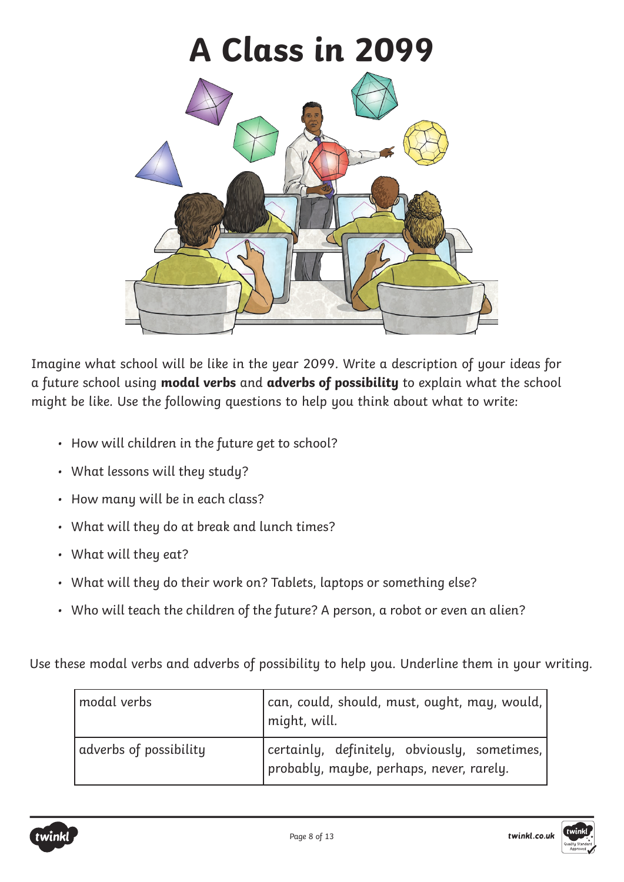# A Class in 2099

Imagine what school will be like in the year 2099. Write a description of your ideas for a future school using **modal verbs** and **adverbs of possibility** to explain what the school might be like. Use the following questions to help you think about what to write:

- How will children in the future get to school?
- What lessons will they study?
- How many will be in each class?
- What will they do at break and lunch times?
- What will they eat?
- What will they do their work on? Tablets, laptops or something else?
- Who will teach the children of the future? A person, a robot or even an alien?

Use these modal verbs and adverbs of possibility to help you. Underline them in your writing.

| | |
|---|---|
| modal verbs | can, could, should, must, ought, may, would, might, will. |
| adverbs of possibility | certainly, definitely, obviously, sometimes, probably, maybe, perhaps, never, rarely. |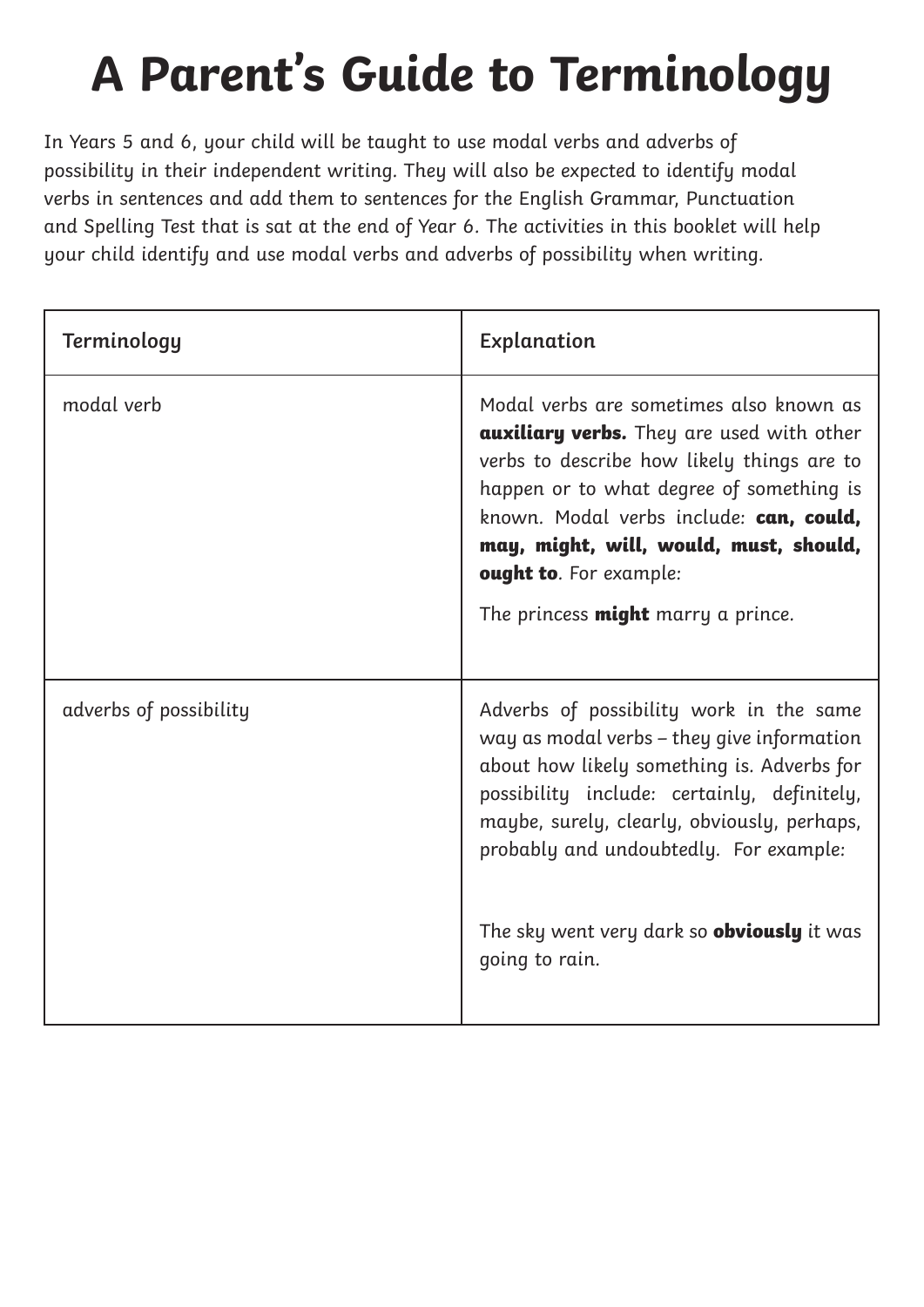# A Parent's Guide to Terminology

In Years 5 and 6, your child will be taught to use modal verbs and adverbs of possibility in their independent writing. They will also be expected to identify modal verbs in sentences and add them to sentences for the English Grammar, Punctuation and Spelling Test that is sat at the end of Year 6. The activities in this booklet will help your child identify and use modal verbs and adverbs of possibility when writing.

| Terminology | Explanation |
| --- | --- |
| modal verb | Modal verbs are sometimes also known as **auxiliary verbs.** They are used with other verbs to describe how likely things are to happen or to what degree of something is known. Modal verbs include: **can, could, may, might, will, would, must, should, ought to**. For example:<br><br>The princess **might** marry a prince. |
| adverbs of possibility | Adverbs of possibility work in the same way as modal verbs – they give information about how likely something is. Adverbs for possibility include: certainly, definitely, maybe, surely, clearly, obviously, perhaps, probably and undoubtedly. For example:<br><br>The sky went very dark so **obviously** it was going to rain. |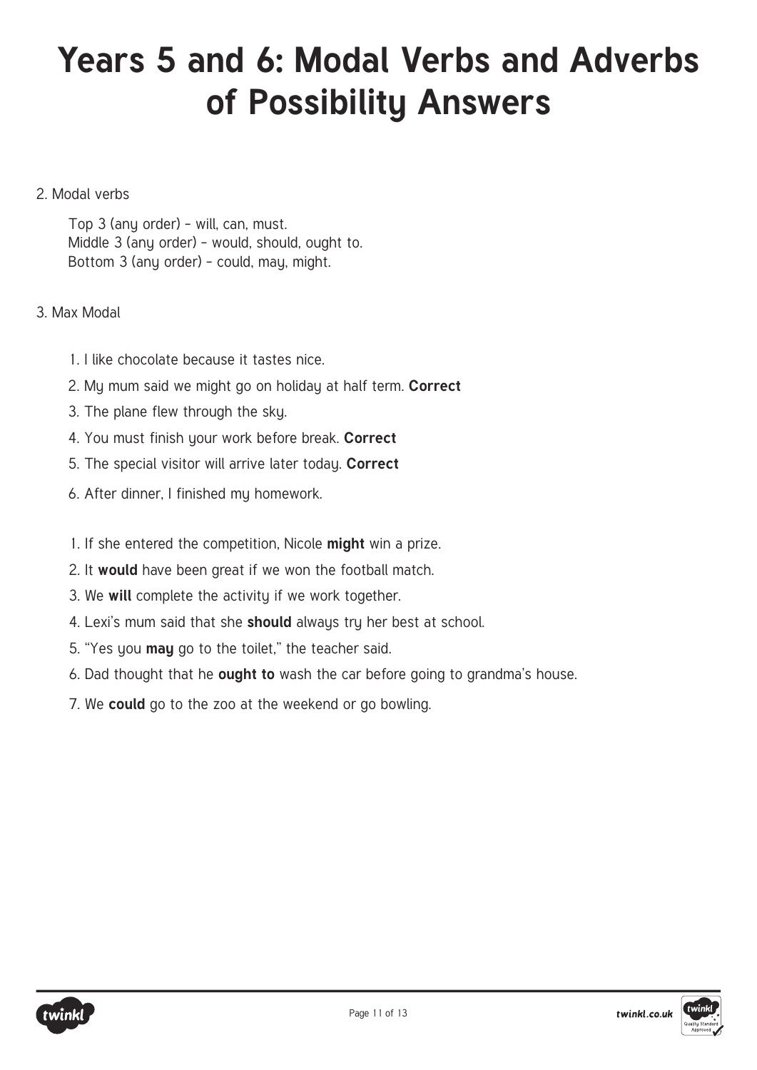# Years 5 and 6: Modal Verbs and Adverbs of Possibility Answers

2. Modal verbs

   Top 3 (any order) – will, can, must.
   Middle 3 (any order) – would, should, ought to.
   Bottom 3 (any order) – could, may, might.

3. Max Modal

   1. I like chocolate because it tastes nice.
   2. My mum said we might go on holiday at half term. **Correct**
   3. The plane flew through the sky.
   4. You must finish your work before break. **Correct**
   5. The special visitor will arrive later today. **Correct**
   6. After dinner, I finished my homework.

   1. If she entered the competition, Nicole **might** win a prize.
   2. It **would** have been great if we won the football match.
   3. We **will** complete the activity if we work together.
   4. Lexi's mum said that she **should** always try her best at school.
   5. "Yes you **may** go to the toilet," the teacher said.
   6. Dad thought that he **ought to** wash the car before going to grandma's house.
   7. We **could** go to the zoo at the weekend or go bowling.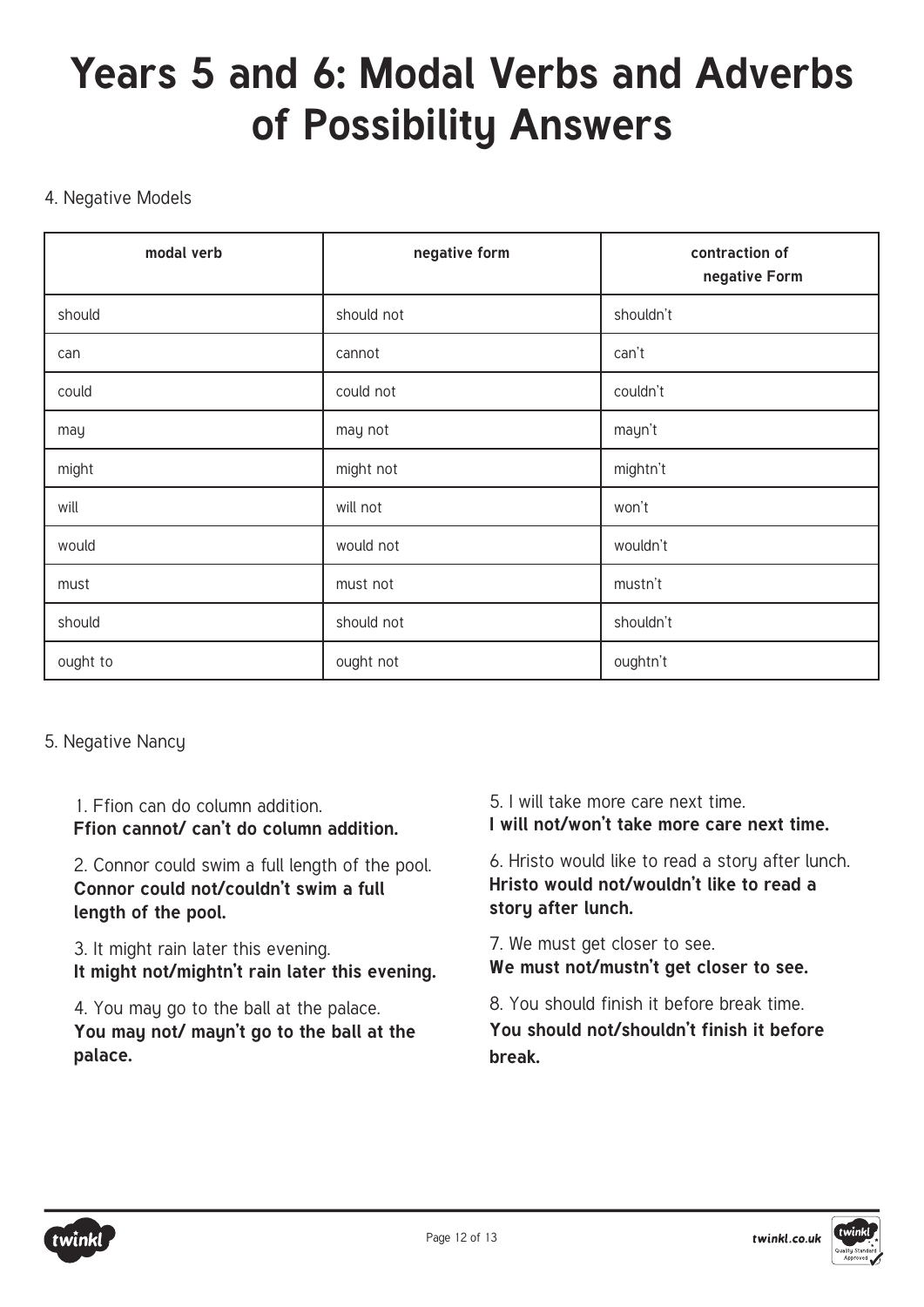# Years 5 and 6: Modal Verbs and Adverbs of Possibility Answers

4. Negative Models

| modal verb | negative form | contraction of negative Form |
|---|---|---|
| should | should not | shouldn't |
| can | cannot | can't |
| could | could not | couldn't |
| may | may not | mayn't |
| might | might not | mightn't |
| will | will not | won't |
| would | would not | wouldn't |
| must | must not | mustn't |
| should | should not | shouldn't |
| ought to | ought not | oughtn't |

5. Negative Nancy

1. Ffion can do column addition.
**Ffion cannot/ can't do column addition.**

2. Connor could swim a full length of the pool.
**Connor could not/couldn't swim a full length of the pool.**

3. It might rain later this evening.
**It might not/mightn't rain later this evening.**

4. You may go to the ball at the palace.
**You may not/ mayn't go to the ball at the palace.**

5. I will take more care next time.
**I will not/won't take more care next time.**

6. Hristo would like to read a story after lunch.
**Hristo would not/wouldn't like to read a story after lunch.**

7. We must get closer to see.
**We must not/mustn't get closer to see.**

8. You should finish it before break time.
**You should not/shouldn't finish it before break.**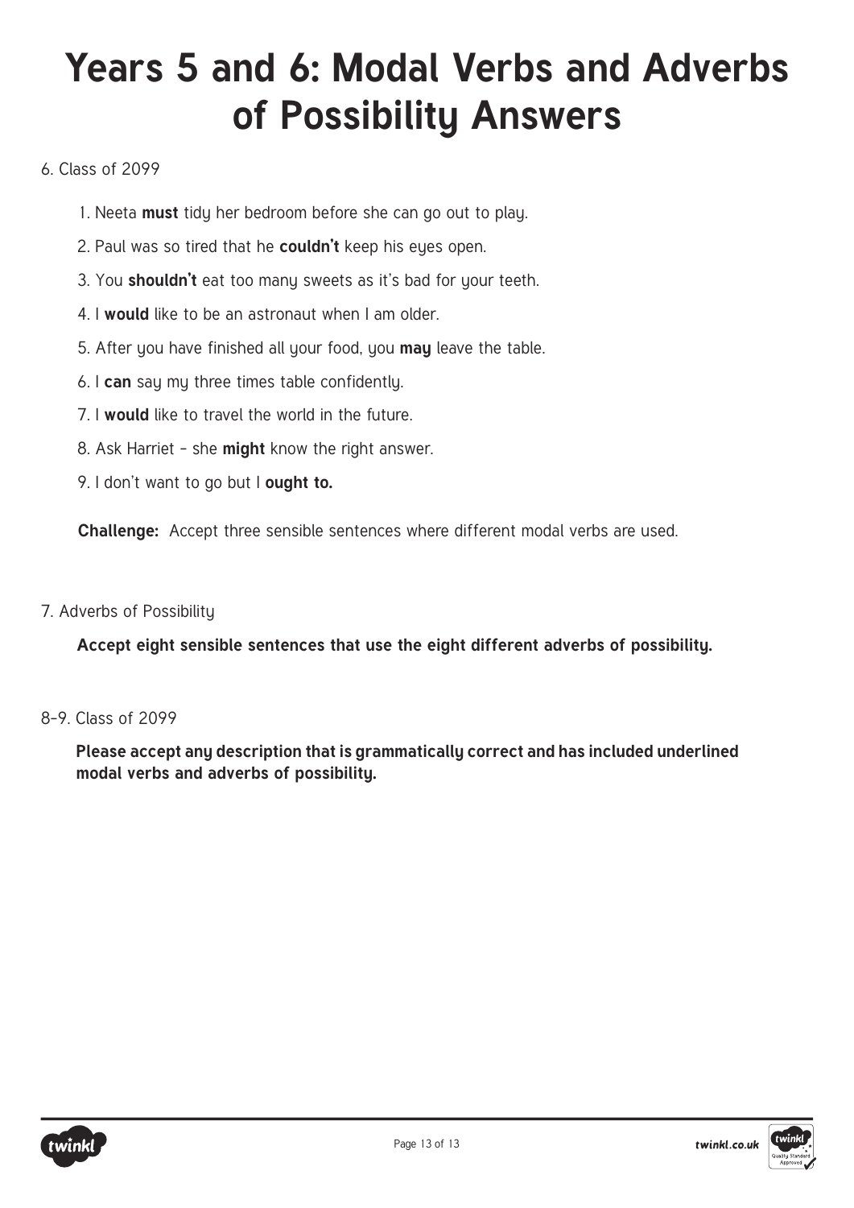# Years 5 and 6: Modal Verbs and Adverbs of Possibility Answers

6. Class of 2099

    1. Neeta **must** tidy her bedroom before she can go out to play.
    2. Paul was so tired that he **couldn't** keep his eyes open.
    3. You **shouldn't** eat too many sweets as it's bad for your teeth.
    4. I **would** like to be an astronaut when I am older.
    5. After you have finished all your food, you **may** leave the table.
    6. I **can** say my three times table confidently.
    7. I **would** like to travel the world in the future.
    8. Ask Harriet - she **might** know the right answer.
    9. I don't want to go but I **ought to.**

    **Challenge:** Accept three sensible sentences where different modal verbs are used.

7. Adverbs of Possibility

    **Accept eight sensible sentences that use the eight different adverbs of possibility.**

8-9. Class of 2099

**Please accept any description that is grammatically correct and has included underlined modal verbs and adverbs of possibility.**